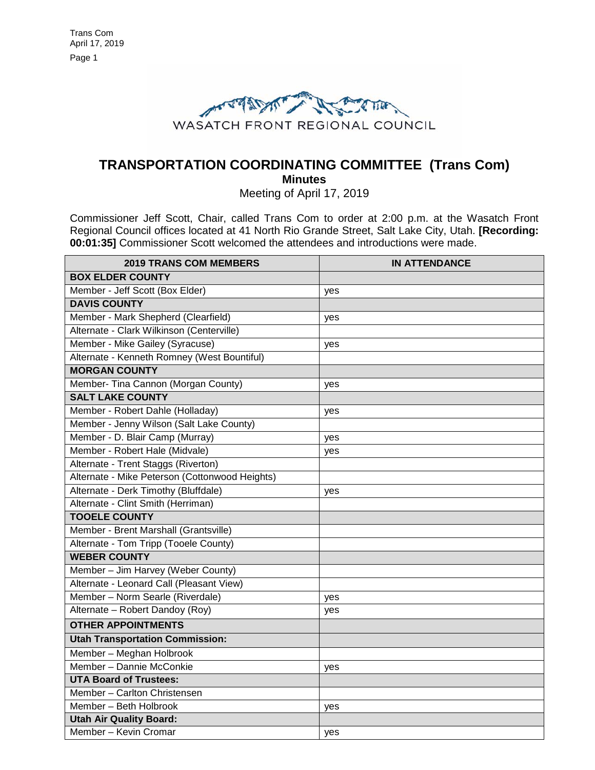WASATCH FRONT REGIONAL COUNCIL

# TRANSPORTATION COORDINATING COMMITTEE (Trans Com)

## Minutes

Meeting of April 17, 2019

Commissioner Jeff Scott, Chair, called Trans Com to order at 2:00 p.m. at the Wasatch Front Regional Council offices located at 41 North Rio Grande Street, Salt Lake City, Utah. **[Recording: 00:01:35]** Commissioner Scott welcomed the attendees and introductions were made.

| 2019 TRANS COM MEMBERS | IN ATTENDANCE |
|---|---|
| **BOX ELDER COUNTY** | |
| Member - Jeff Scott (Box Elder) | yes |
| **DAVIS COUNTY** | |
| Member - Mark Shepherd (Clearfield) | yes |
| Alternate - Clark Wilkinson (Centerville) | |
| Member - Mike Gailey (Syracuse) | yes |
| Alternate - Kenneth Romney (West Bountiful) | |
| **MORGAN COUNTY** | |
| Member- Tina Cannon (Morgan County) | yes |
| **SALT LAKE COUNTY** | |
| Member - Robert Dahle (Holladay) | yes |
| Member - Jenny Wilson (Salt Lake County) | |
| Member - D. Blair Camp (Murray) | yes |
| Member - Robert Hale (Midvale) | yes |
| Alternate - Trent Staggs (Riverton) | |
| Alternate - Mike Peterson (Cottonwood Heights) | |
| Alternate - Derk Timothy (Bluffdale) | yes |
| Alternate - Clint Smith (Herriman) | |
| **TOOELE COUNTY** | |
| Member - Brent Marshall (Grantsville) | |
| Alternate - Tom Tripp (Tooele County) | |
| **WEBER COUNTY** | |
| Member – Jim Harvey (Weber County) | |
| Alternate - Leonard Call (Pleasant View) | |
| Member – Norm Searle (Riverdale) | yes |
| Alternate – Robert Dandoy (Roy) | yes |
| **OTHER APPOINTMENTS** | |
| **Utah Transportation Commission:** | |
| Member – Meghan Holbrook | |
| Member – Dannie McConkie | yes |
| **UTA Board of Trustees:** | |
| Member – Carlton Christensen | |
| Member – Beth Holbrook | yes |
| **Utah Air Quality Board:** | |
| Member – Kevin Cromar | yes |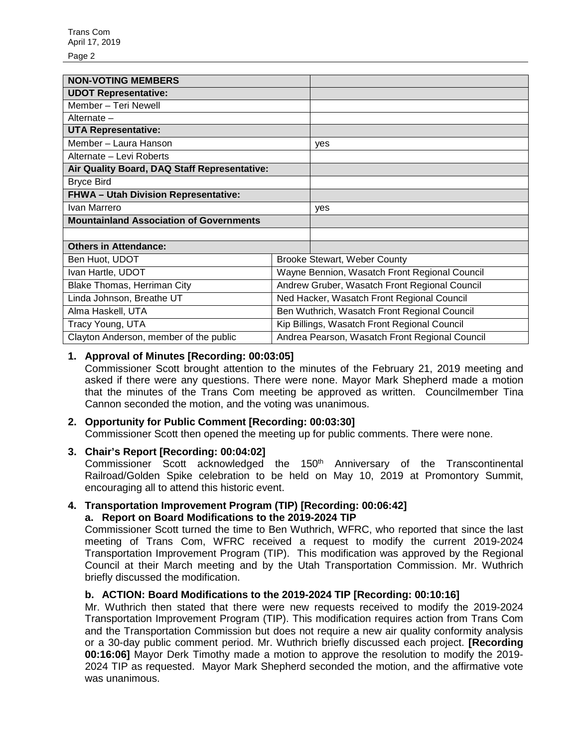| NON-VOTING MEMBERS | |
|---|---|
| **UDOT Representative:** | |
| Member – Teri Newell | |
| Alternate – | |
| **UTA Representative:** | |
| Member – Laura Hanson | yes |
| Alternate – Levi Roberts | |
| **Air Quality Board, DAQ Staff Representative:** | |
| Bryce Bird | |
| **FHWA – Utah Division Representative:** | |
| Ivan Marrero | yes |
| **Mountainland Association of Governments** | |
| | |
| **Others in Attendance:** | |
| Ben Huot, UDOT | Brooke Stewart, Weber County |
| Ivan Hartle, UDOT | Wayne Bennion, Wasatch Front Regional Council |
| Blake Thomas, Herriman City | Andrew Gruber, Wasatch Front Regional Council |
| Linda Johnson, Breathe UT | Ned Hacker, Wasatch Front Regional Council |
| Alma Haskell, UTA | Ben Wuthrich, Wasatch Front Regional Council |
| Tracy Young, UTA | Kip Billings, Wasatch Front Regional Council |
| Clayton Anderson, member of the public | Andrea Pearson, Wasatch Front Regional Council |

**1. Approval of Minutes [Recording: 00:03:05]**

Commissioner Scott brought attention to the minutes of the February 21, 2019 meeting and asked if there were any questions. There were none. Mayor Mark Shepherd made a motion that the minutes of the Trans Com meeting be approved as written. Councilmember Tina Cannon seconded the motion, and the voting was unanimous.

**2. Opportunity for Public Comment [Recording: 00:03:30]**

Commissioner Scott then opened the meeting up for public comments. There were none.

**3. Chair's Report [Recording: 00:04:02]**

Commissioner Scott acknowledged the 150th Anniversary of the Transcontinental Railroad/Golden Spike celebration to be held on May 10, 2019 at Promontory Summit, encouraging all to attend this historic event.

**4. Transportation Improvement Program (TIP) [Recording: 00:06:42]**

**a. Report on Board Modifications to the 2019-2024 TIP**

Commissioner Scott turned the time to Ben Wuthrich, WFRC, who reported that since the last meeting of Trans Com, WFRC received a request to modify the current 2019-2024 Transportation Improvement Program (TIP). This modification was approved by the Regional Council at their March meeting and by the Utah Transportation Commission. Mr. Wuthrich briefly discussed the modification.

**b. ACTION: Board Modifications to the 2019-2024 TIP [Recording: 00:10:16]**

Mr. Wuthrich then stated that there were new requests received to modify the 2019-2024 Transportation Improvement Program (TIP). This modification requires action from Trans Com and the Transportation Commission but does not require a new air quality conformity analysis or a 30-day public comment period. Mr. Wuthrich briefly discussed each project. **[Recording 00:16:06]** Mayor Derk Timothy made a motion to approve the resolution to modify the 2019-2024 TIP as requested. Mayor Mark Shepherd seconded the motion, and the affirmative vote was unanimous.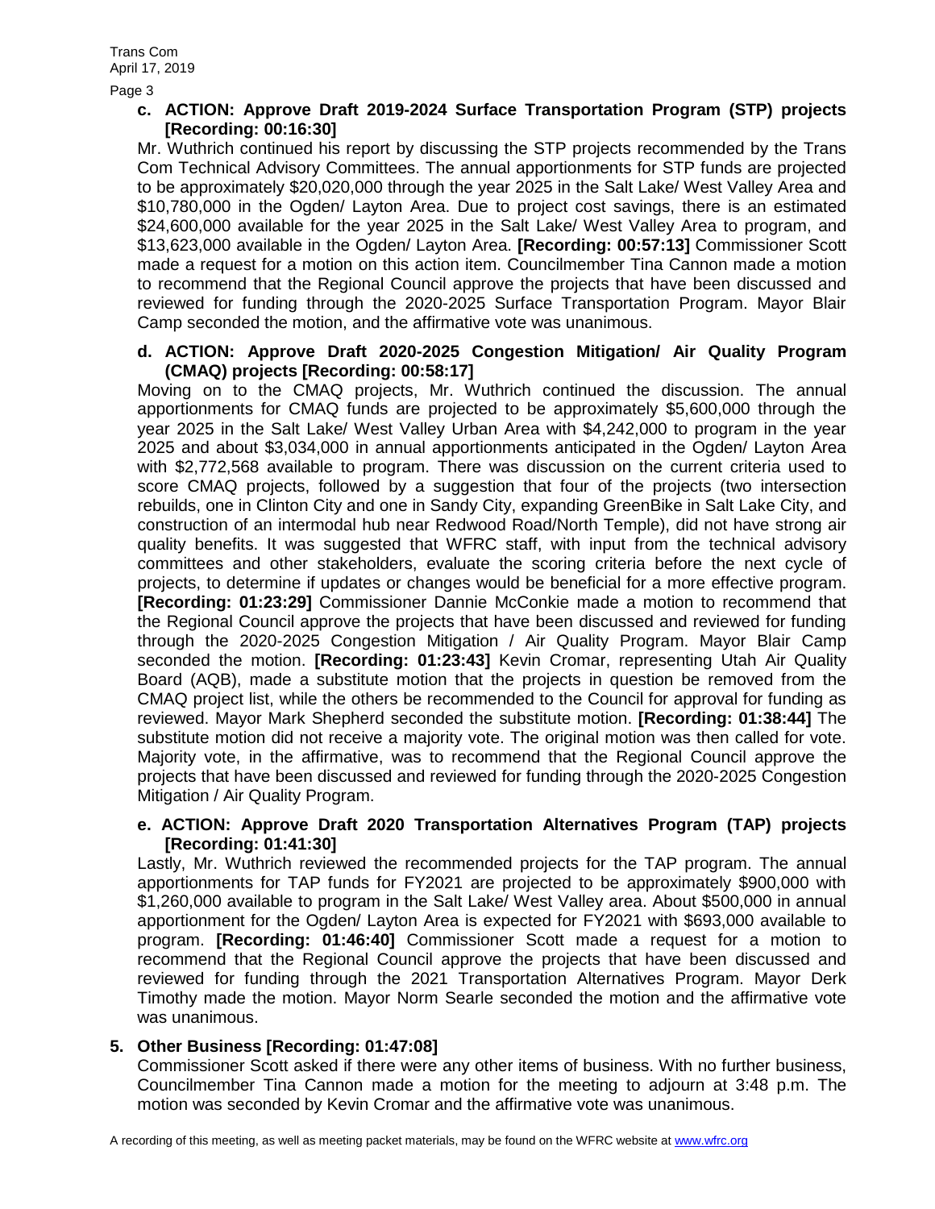**c. ACTION: Approve Draft 2019-2024 Surface Transportation Program (STP) projects [Recording: 00:16:30]**

Mr. Wuthrich continued his report by discussing the STP projects recommended by the Trans Com Technical Advisory Committees. The annual apportionments for STP funds are projected to be approximately $20,020,000 through the year 2025 in the Salt Lake/ West Valley Area and $10,780,000 in the Ogden/ Layton Area. Due to project cost savings, there is an estimated $24,600,000 available for the year 2025 in the Salt Lake/ West Valley Area to program, and $13,623,000 available in the Ogden/ Layton Area. **[Recording: 00:57:13]** Commissioner Scott made a request for a motion on this action item. Councilmember Tina Cannon made a motion to recommend that the Regional Council approve the projects that have been discussed and reviewed for funding through the 2020-2025 Surface Transportation Program. Mayor Blair Camp seconded the motion, and the affirmative vote was unanimous.

**d. ACTION: Approve Draft 2020-2025 Congestion Mitigation/ Air Quality Program (CMAQ) projects [Recording: 00:58:17]**

Moving on to the CMAQ projects, Mr. Wuthrich continued the discussion. The annual apportionments for CMAQ funds are projected to be approximately $5,600,000 through the year 2025 in the Salt Lake/ West Valley Urban Area with $4,242,000 to program in the year 2025 and about $3,034,000 in annual apportionments anticipated in the Ogden/ Layton Area with $2,772,568 available to program. There was discussion on the current criteria used to score CMAQ projects, followed by a suggestion that four of the projects (two intersection rebuilds, one in Clinton City and one in Sandy City, expanding GreenBike in Salt Lake City, and construction of an intermodal hub near Redwood Road/North Temple), did not have strong air quality benefits. It was suggested that WFRC staff, with input from the technical advisory committees and other stakeholders, evaluate the scoring criteria before the next cycle of projects, to determine if updates or changes would be beneficial for a more effective program. **[Recording: 01:23:29]** Commissioner Dannie McConkie made a motion to recommend that the Regional Council approve the projects that have been discussed and reviewed for funding through the 2020-2025 Congestion Mitigation / Air Quality Program. Mayor Blair Camp seconded the motion. **[Recording: 01:23:43]** Kevin Cromar, representing Utah Air Quality Board (AQB), made a substitute motion that the projects in question be removed from the CMAQ project list, while the others be recommended to the Council for approval for funding as reviewed. Mayor Mark Shepherd seconded the substitute motion. **[Recording: 01:38:44]** The substitute motion did not receive a majority vote. The original motion was then called for vote. Majority vote, in the affirmative, was to recommend that the Regional Council approve the projects that have been discussed and reviewed for funding through the 2020-2025 Congestion Mitigation / Air Quality Program.

**e. ACTION: Approve Draft 2020 Transportation Alternatives Program (TAP) projects [Recording: 01:41:30]**

Lastly, Mr. Wuthrich reviewed the recommended projects for the TAP program. The annual apportionments for TAP funds for FY2021 are projected to be approximately $900,000 with $1,260,000 available to program in the Salt Lake/ West Valley area. About $500,000 in annual apportionment for the Ogden/ Layton Area is expected for FY2021 with $693,000 available to program. **[Recording: 01:46:40]** Commissioner Scott made a request for a motion to recommend that the Regional Council approve the projects that have been discussed and reviewed for funding through the 2021 Transportation Alternatives Program. Mayor Derk Timothy made the motion. Mayor Norm Searle seconded the motion and the affirmative vote was unanimous.

**5. Other Business [Recording: 01:47:08]**

Commissioner Scott asked if there were any other items of business. With no further business, Councilmember Tina Cannon made a motion for the meeting to adjourn at 3:48 p.m. The motion was seconded by Kevin Cromar and the affirmative vote was unanimous.

A recording of this meeting, as well as meeting packet materials, may be found on the WFRC website at www.wfrc.org